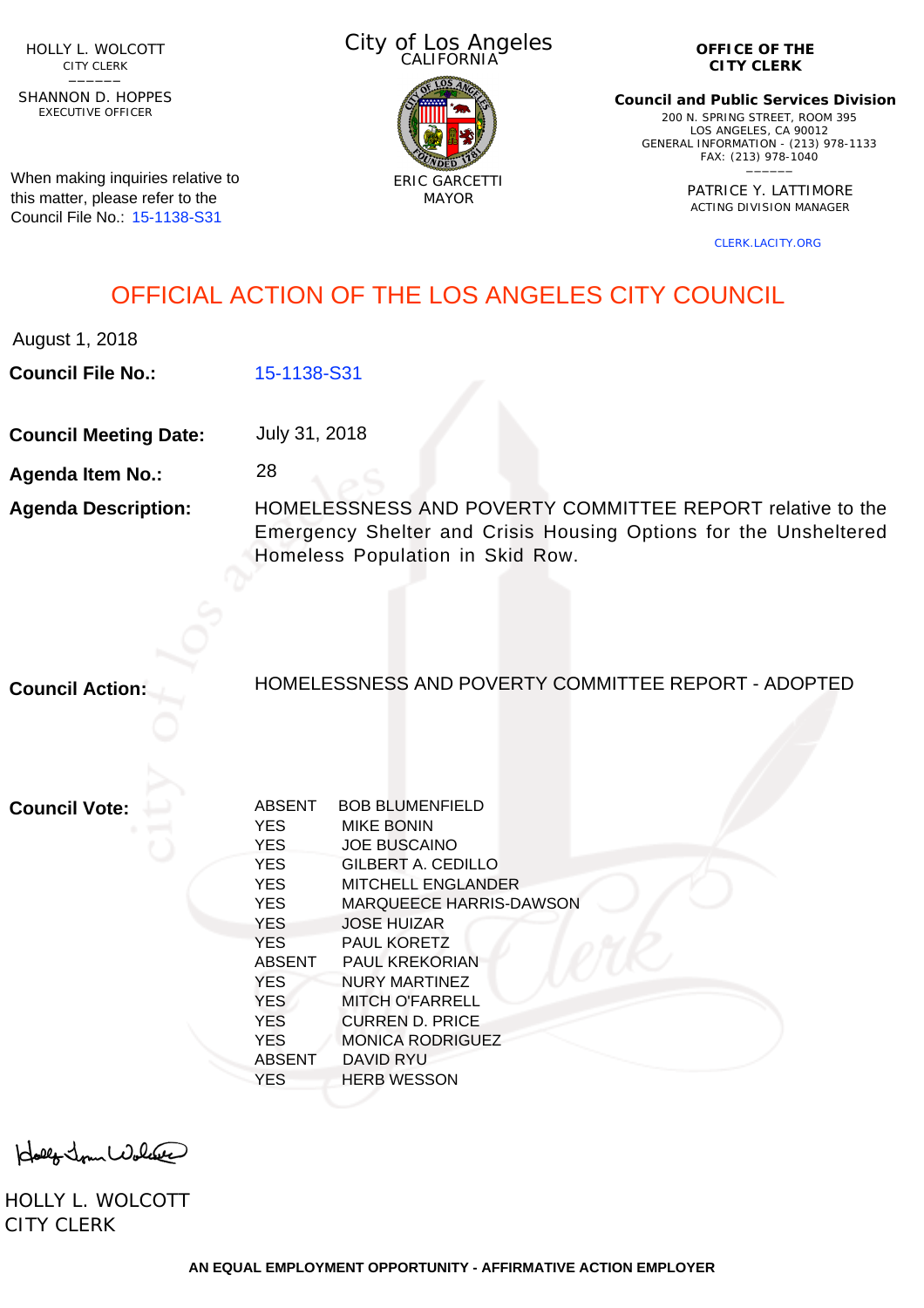HOLLY L. WOLCOTT
CITY CLERK

SHANNON D. HOPPES
EXECUTIVE OFFICER

When making inquiries relative to this matter, please refer to the Council File No.: 15-1138-S31

City of Los Angeles
CALIFORNIA

ERIC GARCETTI
MAYOR

**OFFICE OF THE CITY CLERK**

**Council and Public Services Division**
200 N. SPRING STREET, ROOM 395
LOS ANGELES, CA 90012
GENERAL INFORMATION - (213) 978-1133
FAX: (213) 978-1040

PATRICE Y. LATTIMORE
ACTING DIVISION MANAGER

CLERK.LACITY.ORG

# OFFICIAL ACTION OF THE LOS ANGELES CITY COUNCIL

August 1, 2018

**Council File No.:** 15-1138-S31

**Council Meeting Date:** July 31, 2018

**Agenda Item No.:** 28

**Agenda Description:** HOMELESSNESS AND POVERTY COMMITTEE REPORT relative to the Emergency Shelter and Crisis Housing Options for the Unsheltered Homeless Population in Skid Row.

**Council Action:** HOMELESSNESS AND POVERTY COMMITTEE REPORT - ADOPTED

**Council Vote:**

| | |
|---|---|
| ABSENT | BOB BLUMENFIELD |
| YES | MIKE BONIN |
| YES | JOE BUSCAINO |
| YES | GILBERT A. CEDILLO |
| YES | MITCHELL ENGLANDER |
| YES | MARQUEECE HARRIS-DAWSON |
| YES | JOSE HUIZAR |
| YES | PAUL KORETZ |
| ABSENT | PAUL KREKORIAN |
| YES | NURY MARTINEZ |
| YES | MITCH O'FARRELL |
| YES | CURREN D. PRICE |
| YES | MONICA RODRIGUEZ |
| ABSENT | DAVID RYU |
| YES | HERB WESSON |

HOLLY L. WOLCOTT
CITY CLERK

AN EQUAL EMPLOYMENT OPPORTUNITY - AFFIRMATIVE ACTION EMPLOYER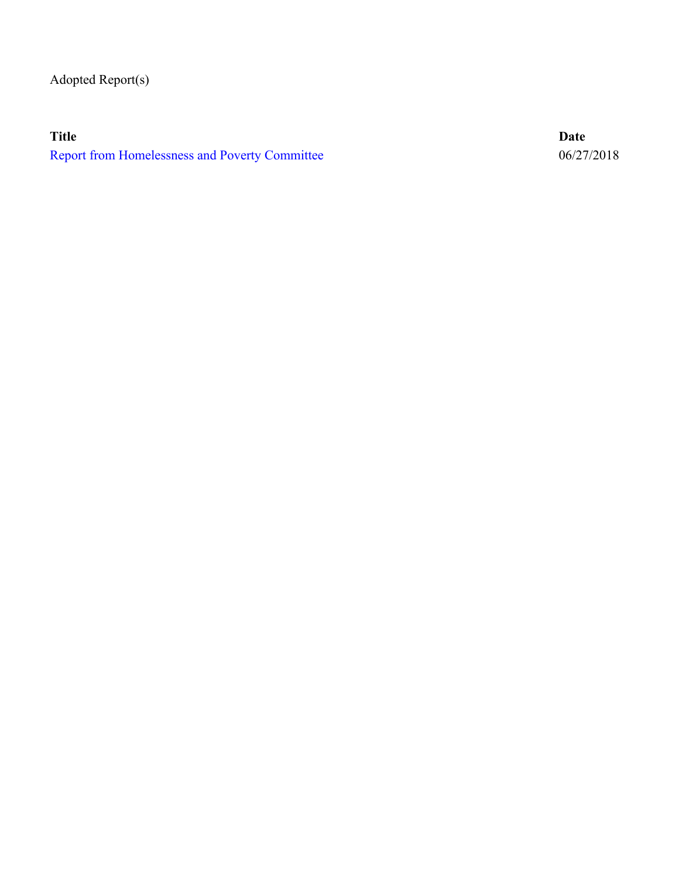Adopted Report(s)

| Title | Date |
| --- | --- |
| Report from Homelessness and Poverty Committee | 06/27/2018 |